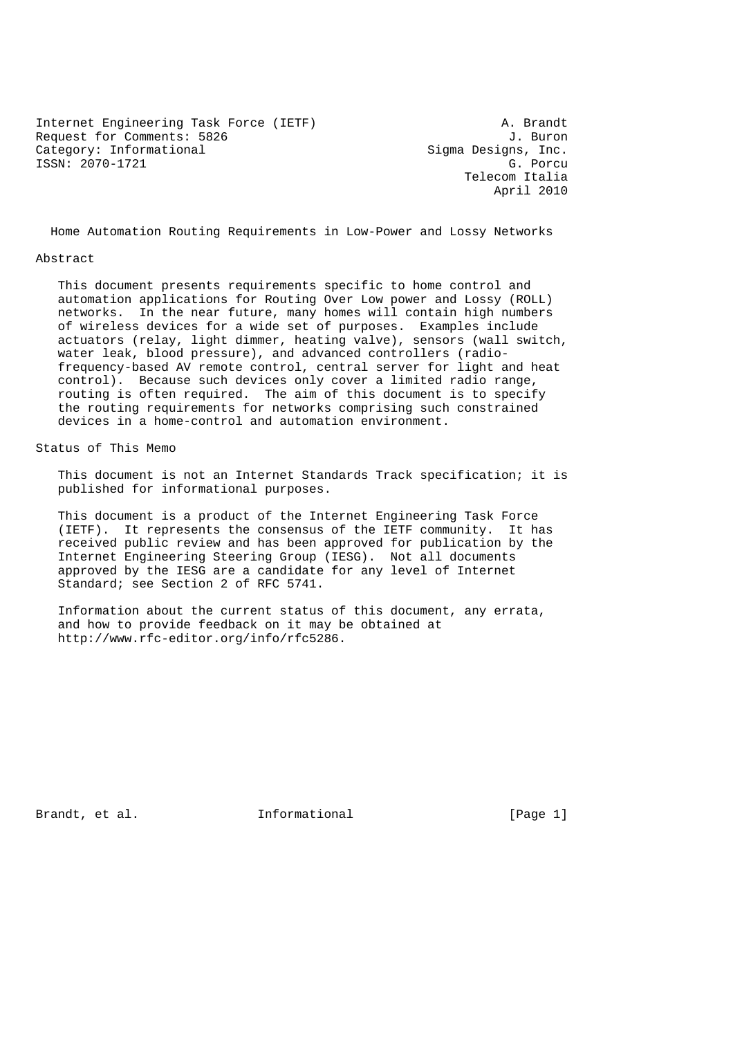Internet Engineering Task Force (IETF) A. Brandt
Request for Comments: 5826 J. Buron
Category: Informational Sigma Designs, Inc.
ISSN: 2070-1721 G. Porcu
Telecom Italia
April 2010

# Home Automation Routing Requirements in Low-Power and Lossy Networks

## Abstract

This document presents requirements specific to home control and automation applications for Routing Over Low power and Lossy (ROLL) networks. In the near future, many homes will contain high numbers of wireless devices for a wide set of purposes. Examples include actuators (relay, light dimmer, heating valve), sensors (wall switch, water leak, blood pressure), and advanced controllers (radio-frequency-based AV remote control, central server for light and heat control). Because such devices only cover a limited radio range, routing is often required. The aim of this document is to specify the routing requirements for networks comprising such constrained devices in a home-control and automation environment.

## Status of This Memo

This document is not an Internet Standards Track specification; it is published for informational purposes.

This document is a product of the Internet Engineering Task Force (IETF). It represents the consensus of the IETF community. It has received public review and has been approved for publication by the Internet Engineering Steering Group (IESG). Not all documents approved by the IESG are a candidate for any level of Internet Standard; see Section 2 of RFC 5741.

Information about the current status of this document, any errata, and how to provide feedback on it may be obtained at http://www.rfc-editor.org/info/rfc5286.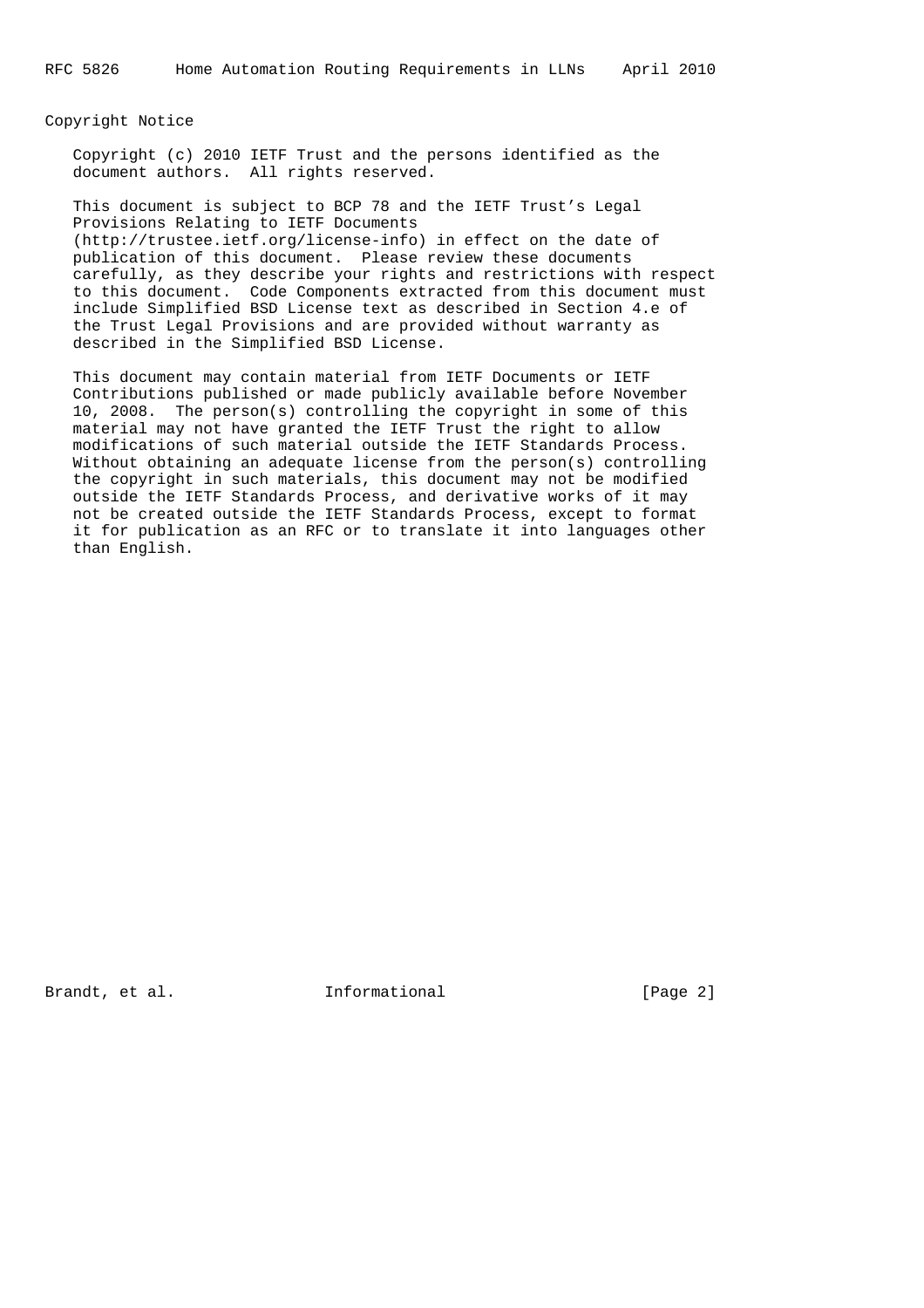## Copyright Notice

Copyright (c) 2010 IETF Trust and the persons identified as the document authors. All rights reserved.

This document is subject to BCP 78 and the IETF Trust's Legal Provisions Relating to IETF Documents (http://trustee.ietf.org/license-info) in effect on the date of publication of this document. Please review these documents carefully, as they describe your rights and restrictions with respect to this document. Code Components extracted from this document must include Simplified BSD License text as described in Section 4.e of the Trust Legal Provisions and are provided without warranty as described in the Simplified BSD License.

This document may contain material from IETF Documents or IETF Contributions published or made publicly available before November 10, 2008. The person(s) controlling the copyright in some of this material may not have granted the IETF Trust the right to allow modifications of such material outside the IETF Standards Process. Without obtaining an adequate license from the person(s) controlling the copyright in such materials, this document may not be modified outside the IETF Standards Process, and derivative works of it may not be created outside the IETF Standards Process, except to format it for publication as an RFC or to translate it into languages other than English.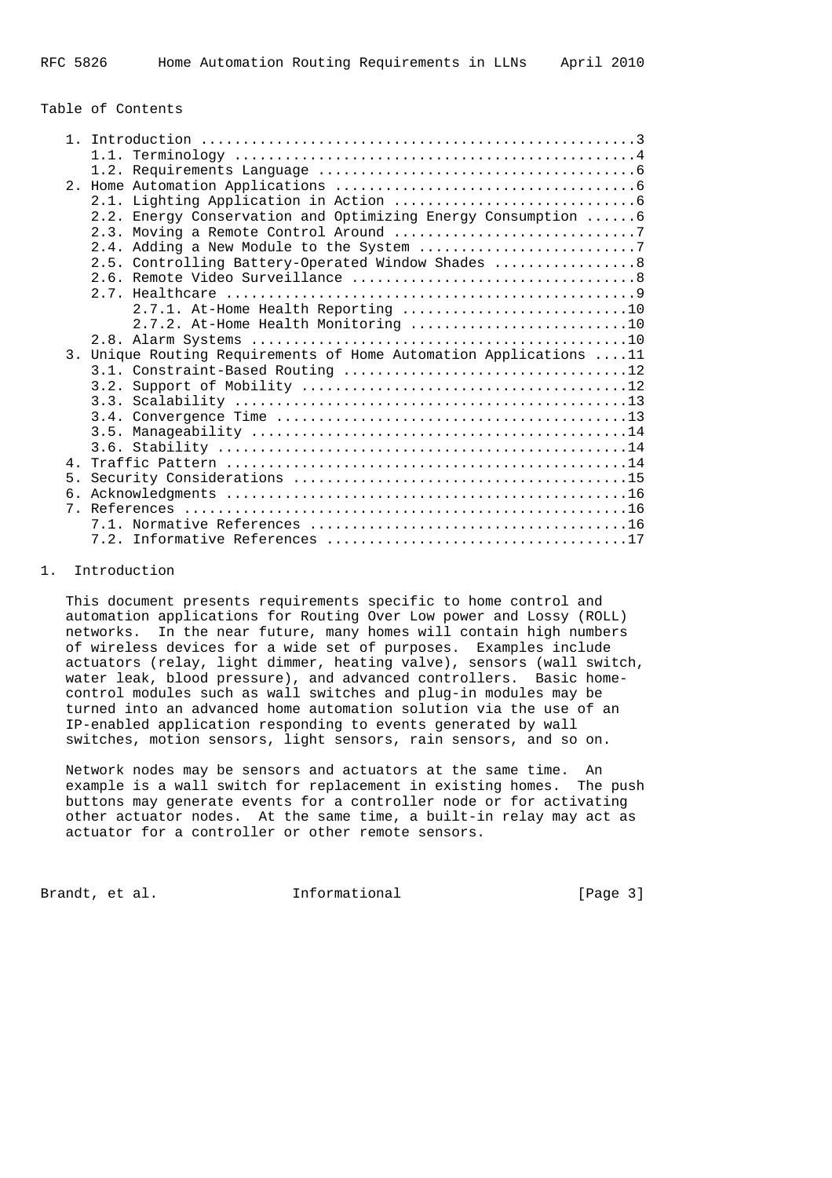Table of Contents

```
   1. Introduction ....................................................3
      1.1. Terminology ................................................4
      1.2. Requirements Language ......................................6
   2. Home Automation Applications ....................................6
      2.1. Lighting Application in Action .............................6
      2.2. Energy Conservation and Optimizing Energy Consumption ......6
      2.3. Moving a Remote Control Around .............................7
      2.4. Adding a New Module to the System ..........................7
      2.5. Controlling Battery-Operated Window Shades .................8
      2.6. Remote Video Surveillance ..................................8
      2.7. Healthcare .................................................9
           2.7.1. At-Home Health Reporting ...........................10
           2.7.2. At-Home Health Monitoring ..........................10
      2.8. Alarm Systems .............................................10
   3. Unique Routing Requirements of Home Automation Applications ....11
      3.1. Constraint-Based Routing ..................................12
      3.2. Support of Mobility .......................................12
      3.3. Scalability ...............................................13
      3.4. Convergence Time ..........................................13
      3.5. Manageability .............................................14
      3.6. Stability .................................................14
   4. Traffic Pattern ................................................14
   5. Security Considerations ........................................15
   6. Acknowledgments ................................................16
   7. References .....................................................16
      7.1. Normative References ......................................16
      7.2. Informative References ....................................17
```

## 1. Introduction

This document presents requirements specific to home control and automation applications for Routing Over Low power and Lossy (ROLL) networks. In the near future, many homes will contain high numbers of wireless devices for a wide set of purposes. Examples include actuators (relay, light dimmer, heating valve), sensors (wall switch, water leak, blood pressure), and advanced controllers. Basic home-control modules such as wall switches and plug-in modules may be turned into an advanced home automation solution via the use of an IP-enabled application responding to events generated by wall switches, motion sensors, light sensors, rain sensors, and so on.

Network nodes may be sensors and actuators at the same time. An example is a wall switch for replacement in existing homes. The push buttons may generate events for a controller node or for activating other actuator nodes. At the same time, a built-in relay may act as actuator for a controller or other remote sensors.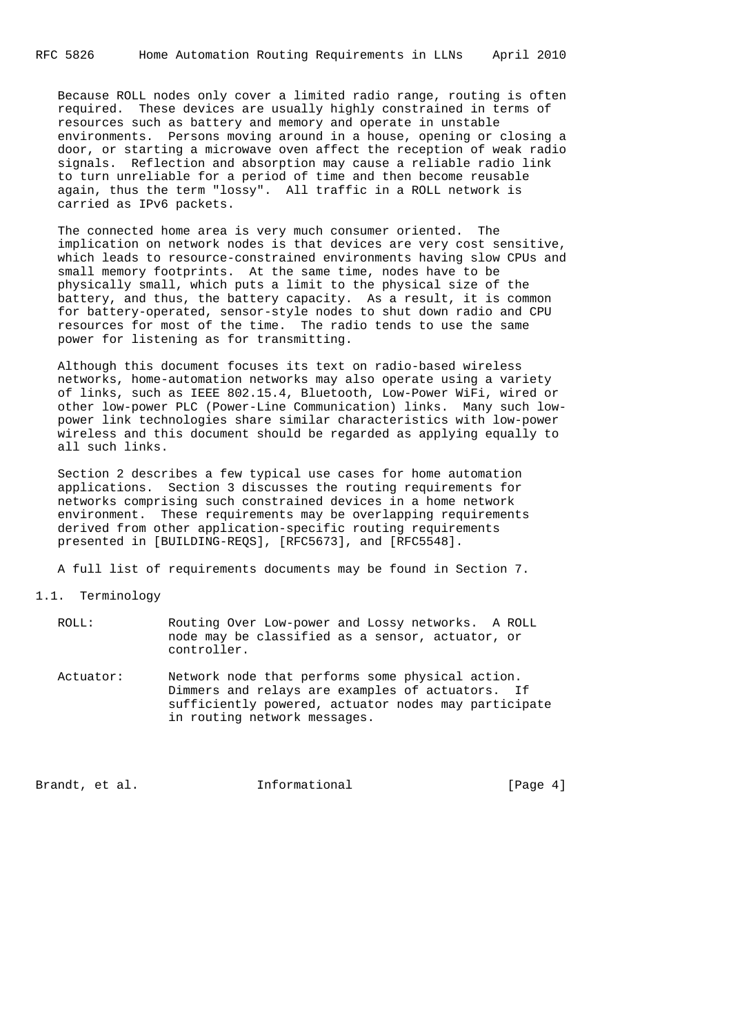Because ROLL nodes only cover a limited radio range, routing is often required. These devices are usually highly constrained in terms of resources such as battery and memory and operate in unstable environments. Persons moving around in a house, opening or closing a door, or starting a microwave oven affect the reception of weak radio signals. Reflection and absorption may cause a reliable radio link to turn unreliable for a period of time and then become reusable again, thus the term "lossy". All traffic in a ROLL network is carried as IPv6 packets.

The connected home area is very much consumer oriented. The implication on network nodes is that devices are very cost sensitive, which leads to resource-constrained environments having slow CPUs and small memory footprints. At the same time, nodes have to be physically small, which puts a limit to the physical size of the battery, and thus, the battery capacity. As a result, it is common for battery-operated, sensor-style nodes to shut down radio and CPU resources for most of the time. The radio tends to use the same power for listening as for transmitting.

Although this document focuses its text on radio-based wireless networks, home-automation networks may also operate using a variety of links, such as IEEE 802.15.4, Bluetooth, Low-Power WiFi, wired or other low-power PLC (Power-Line Communication) links. Many such low-power link technologies share similar characteristics with low-power wireless and this document should be regarded as applying equally to all such links.

Section 2 describes a few typical use cases for home automation applications. Section 3 discusses the routing requirements for networks comprising such constrained devices in a home network environment. These requirements may be overlapping requirements derived from other application-specific routing requirements presented in [BUILDING-REQS], [RFC5673], and [RFC5548].

A full list of requirements documents may be found in Section 7.

## 1.1. Terminology

ROLL: Routing Over Low-power and Lossy networks. A ROLL node may be classified as a sensor, actuator, or controller.

Actuator: Network node that performs some physical action. Dimmers and relays are examples of actuators. If sufficiently powered, actuator nodes may participate in routing network messages.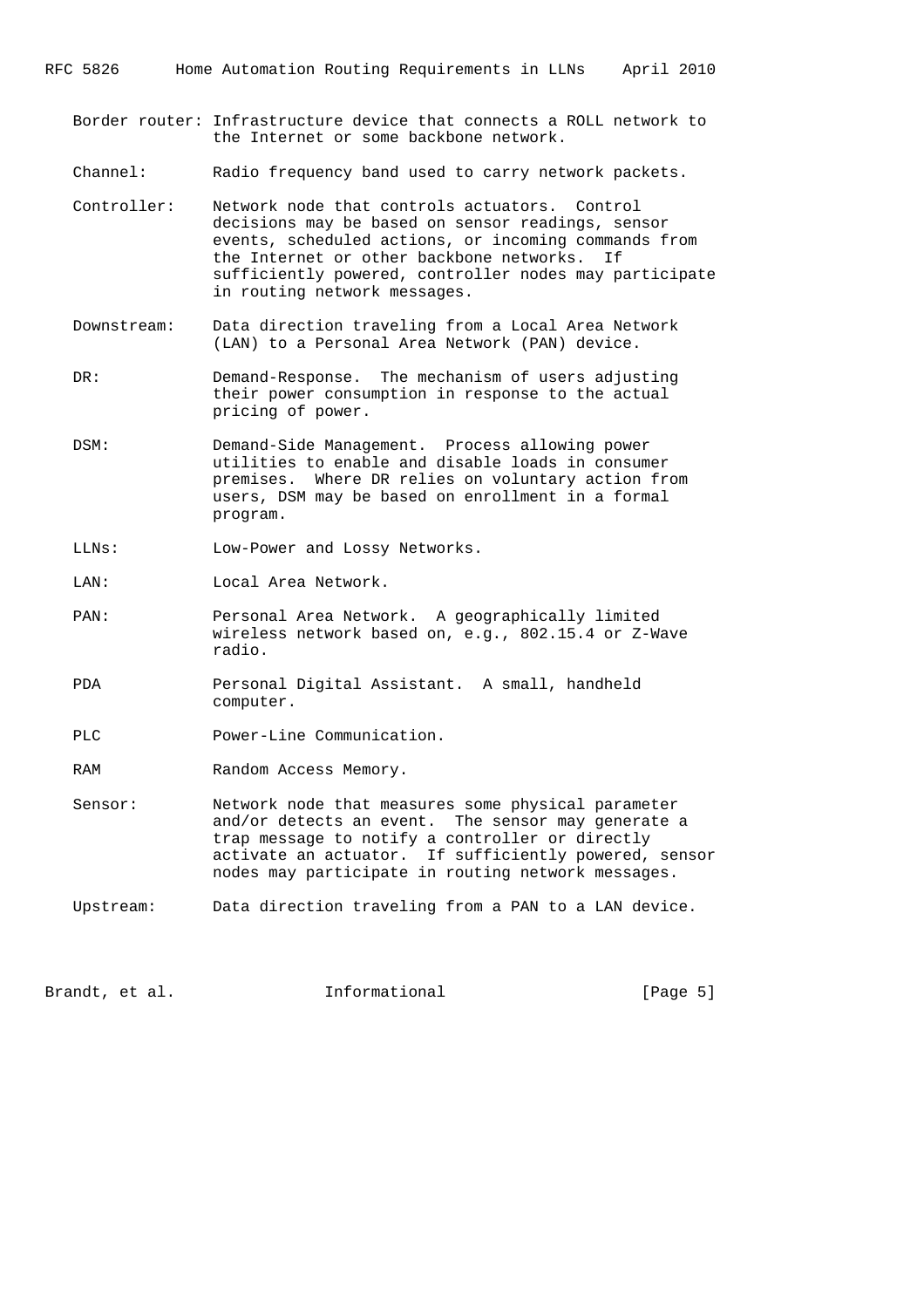Border router: Infrastructure device that connects a ROLL network to the Internet or some backbone network.

Channel: Radio frequency band used to carry network packets.

Controller: Network node that controls actuators. Control decisions may be based on sensor readings, sensor events, scheduled actions, or incoming commands from the Internet or other backbone networks. If sufficiently powered, controller nodes may participate in routing network messages.

Downstream: Data direction traveling from a Local Area Network (LAN) to a Personal Area Network (PAN) device.

DR: Demand-Response. The mechanism of users adjusting their power consumption in response to the actual pricing of power.

DSM: Demand-Side Management. Process allowing power utilities to enable and disable loads in consumer premises. Where DR relies on voluntary action from users, DSM may be based on enrollment in a formal program.

LLNs: Low-Power and Lossy Networks.

LAN: Local Area Network.

PAN: Personal Area Network. A geographically limited wireless network based on, e.g., 802.15.4 or Z-Wave radio.

PDA Personal Digital Assistant. A small, handheld computer.

PLC Power-Line Communication.

RAM Random Access Memory.

Sensor: Network node that measures some physical parameter and/or detects an event. The sensor may generate a trap message to notify a controller or directly activate an actuator. If sufficiently powered, sensor nodes may participate in routing network messages.

Upstream: Data direction traveling from a PAN to a LAN device.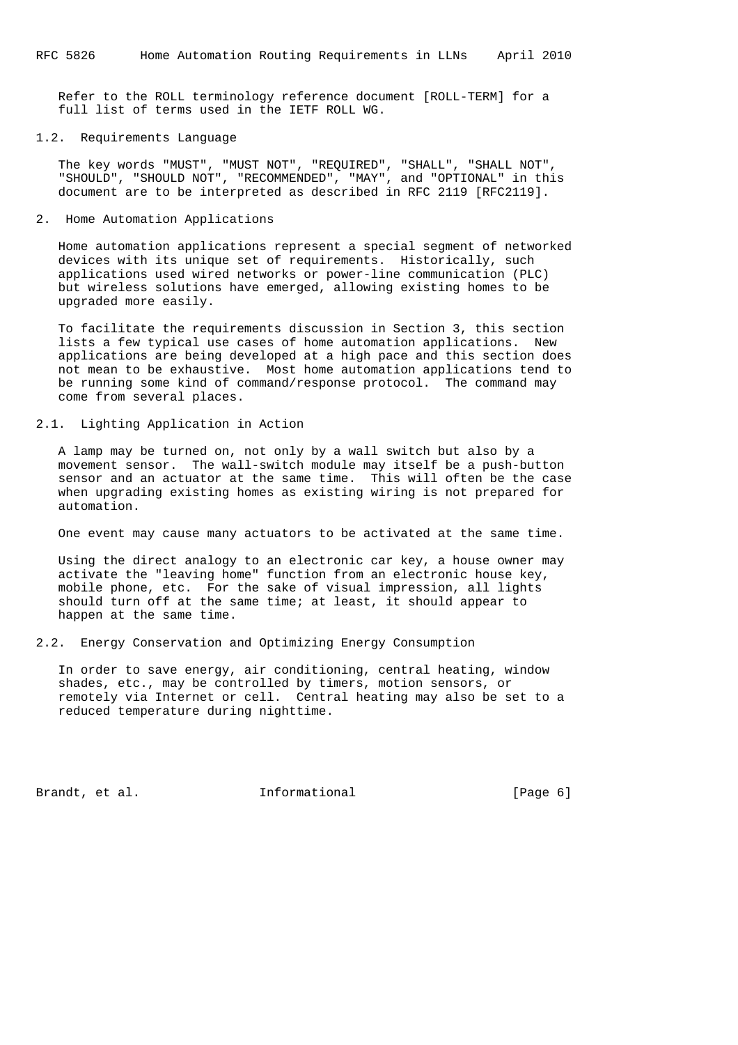Refer to the ROLL terminology reference document [ROLL-TERM] for a full list of terms used in the IETF ROLL WG.

### 1.2. Requirements Language

The key words "MUST", "MUST NOT", "REQUIRED", "SHALL", "SHALL NOT", "SHOULD", "SHOULD NOT", "RECOMMENDED", "MAY", and "OPTIONAL" in this document are to be interpreted as described in RFC 2119 [RFC2119].

## 2. Home Automation Applications

Home automation applications represent a special segment of networked devices with its unique set of requirements. Historically, such applications used wired networks or power-line communication (PLC) but wireless solutions have emerged, allowing existing homes to be upgraded more easily.

To facilitate the requirements discussion in Section 3, this section lists a few typical use cases of home automation applications. New applications are being developed at a high pace and this section does not mean to be exhaustive. Most home automation applications tend to be running some kind of command/response protocol. The command may come from several places.

### 2.1. Lighting Application in Action

A lamp may be turned on, not only by a wall switch but also by a movement sensor. The wall-switch module may itself be a push-button sensor and an actuator at the same time. This will often be the case when upgrading existing homes as existing wiring is not prepared for automation.

One event may cause many actuators to be activated at the same time.

Using the direct analogy to an electronic car key, a house owner may activate the "leaving home" function from an electronic house key, mobile phone, etc. For the sake of visual impression, all lights should turn off at the same time; at least, it should appear to happen at the same time.

### 2.2. Energy Conservation and Optimizing Energy Consumption

In order to save energy, air conditioning, central heating, window shades, etc., may be controlled by timers, motion sensors, or remotely via Internet or cell. Central heating may also be set to a reduced temperature during nighttime.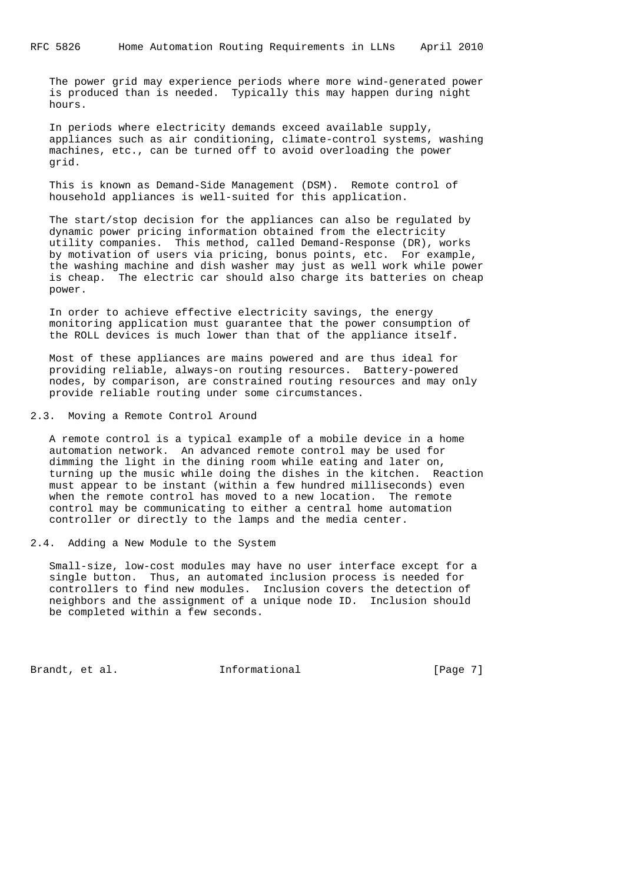The power grid may experience periods where more wind-generated power is produced than is needed. Typically this may happen during night hours.

In periods where electricity demands exceed available supply, appliances such as air conditioning, climate-control systems, washing machines, etc., can be turned off to avoid overloading the power grid.

This is known as Demand-Side Management (DSM). Remote control of household appliances is well-suited for this application.

The start/stop decision for the appliances can also be regulated by dynamic power pricing information obtained from the electricity utility companies. This method, called Demand-Response (DR), works by motivation of users via pricing, bonus points, etc. For example, the washing machine and dish washer may just as well work while power is cheap. The electric car should also charge its batteries on cheap power.

In order to achieve effective electricity savings, the energy monitoring application must guarantee that the power consumption of the ROLL devices is much lower than that of the appliance itself.

Most of these appliances are mains powered and are thus ideal for providing reliable, always-on routing resources. Battery-powered nodes, by comparison, are constrained routing resources and may only provide reliable routing under some circumstances.

### 2.3. Moving a Remote Control Around

A remote control is a typical example of a mobile device in a home automation network. An advanced remote control may be used for dimming the light in the dining room while eating and later on, turning up the music while doing the dishes in the kitchen. Reaction must appear to be instant (within a few hundred milliseconds) even when the remote control has moved to a new location. The remote control may be communicating to either a central home automation controller or directly to the lamps and the media center.

### 2.4. Adding a New Module to the System

Small-size, low-cost modules may have no user interface except for a single button. Thus, an automated inclusion process is needed for controllers to find new modules. Inclusion covers the detection of neighbors and the assignment of a unique node ID. Inclusion should be completed within a few seconds.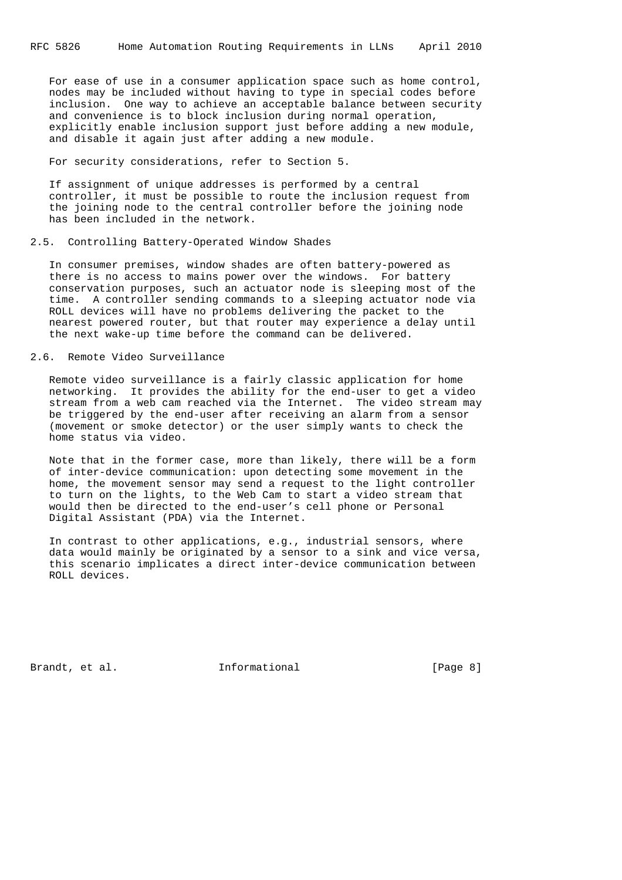For ease of use in a consumer application space such as home control, nodes may be included without having to type in special codes before inclusion. One way to achieve an acceptable balance between security and convenience is to block inclusion during normal operation, explicitly enable inclusion support just before adding a new module, and disable it again just after adding a new module.

For security considerations, refer to Section 5.

If assignment of unique addresses is performed by a central controller, it must be possible to route the inclusion request from the joining node to the central controller before the joining node has been included in the network.

### 2.5. Controlling Battery-Operated Window Shades

In consumer premises, window shades are often battery-powered as there is no access to mains power over the windows. For battery conservation purposes, such an actuator node is sleeping most of the time. A controller sending commands to a sleeping actuator node via ROLL devices will have no problems delivering the packet to the nearest powered router, but that router may experience a delay until the next wake-up time before the command can be delivered.

### 2.6. Remote Video Surveillance

Remote video surveillance is a fairly classic application for home networking. It provides the ability for the end-user to get a video stream from a web cam reached via the Internet. The video stream may be triggered by the end-user after receiving an alarm from a sensor (movement or smoke detector) or the user simply wants to check the home status via video.

Note that in the former case, more than likely, there will be a form of inter-device communication: upon detecting some movement in the home, the movement sensor may send a request to the light controller to turn on the lights, to the Web Cam to start a video stream that would then be directed to the end-user's cell phone or Personal Digital Assistant (PDA) via the Internet.

In contrast to other applications, e.g., industrial sensors, where data would mainly be originated by a sensor to a sink and vice versa, this scenario implicates a direct inter-device communication between ROLL devices.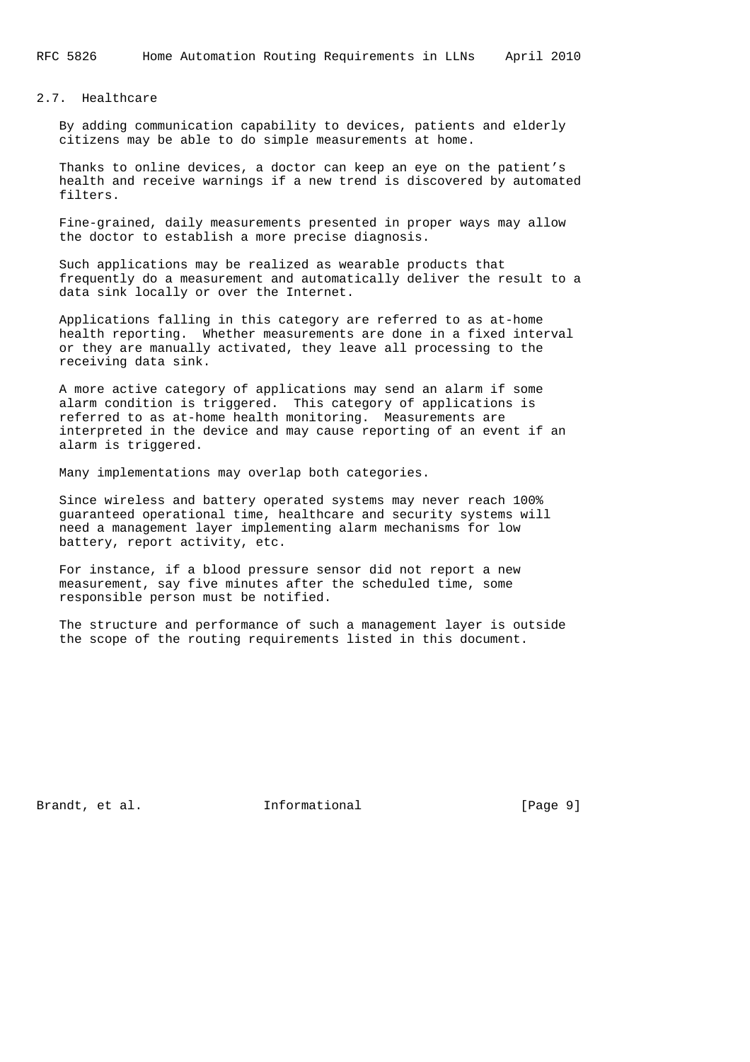## 2.7. Healthcare

By adding communication capability to devices, patients and elderly citizens may be able to do simple measurements at home.

Thanks to online devices, a doctor can keep an eye on the patient's health and receive warnings if a new trend is discovered by automated filters.

Fine-grained, daily measurements presented in proper ways may allow the doctor to establish a more precise diagnosis.

Such applications may be realized as wearable products that frequently do a measurement and automatically deliver the result to a data sink locally or over the Internet.

Applications falling in this category are referred to as at-home health reporting. Whether measurements are done in a fixed interval or they are manually activated, they leave all processing to the receiving data sink.

A more active category of applications may send an alarm if some alarm condition is triggered. This category of applications is referred to as at-home health monitoring. Measurements are interpreted in the device and may cause reporting of an event if an alarm is triggered.

Many implementations may overlap both categories.

Since wireless and battery operated systems may never reach 100% guaranteed operational time, healthcare and security systems will need a management layer implementing alarm mechanisms for low battery, report activity, etc.

For instance, if a blood pressure sensor did not report a new measurement, say five minutes after the scheduled time, some responsible person must be notified.

The structure and performance of such a management layer is outside the scope of the routing requirements listed in this document.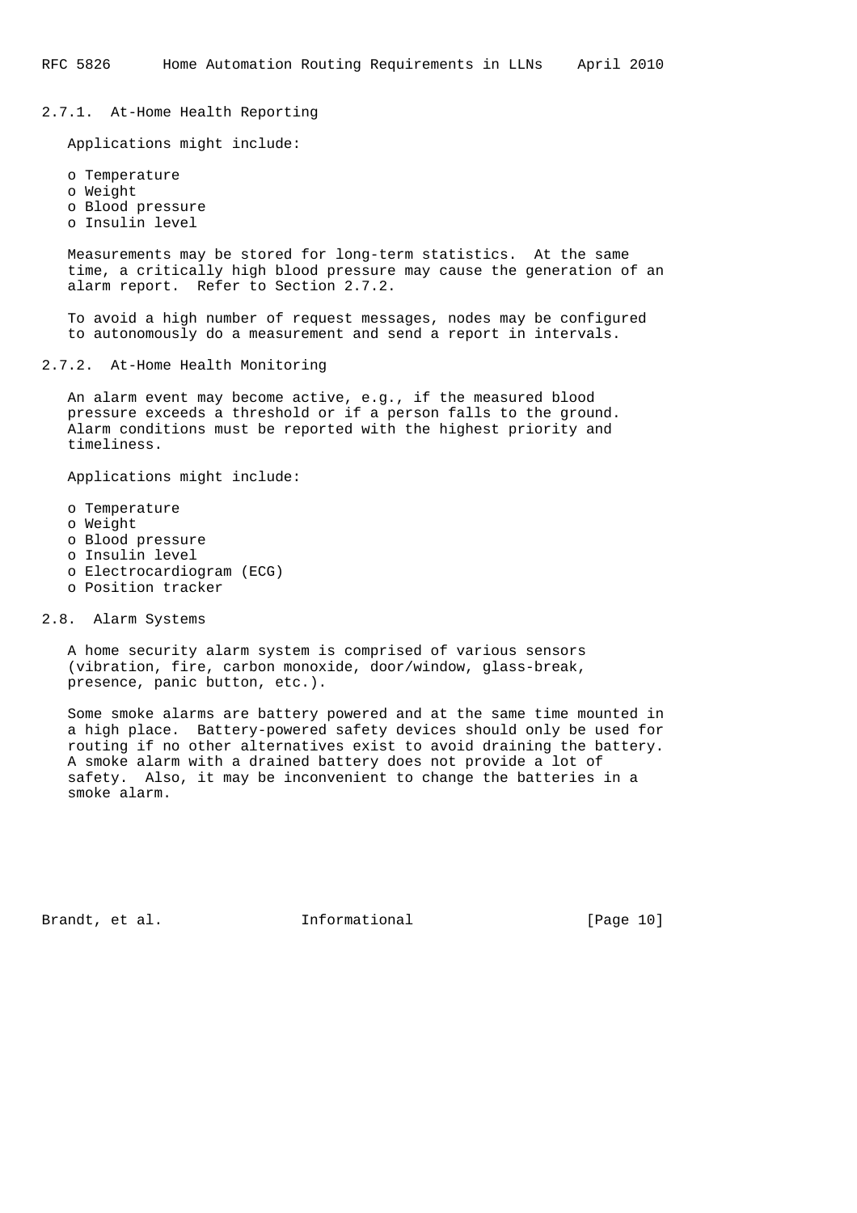### 2.7.1. At-Home Health Reporting

Applications might include:

- Temperature
- Weight
- Blood pressure
- Insulin level

Measurements may be stored for long-term statistics. At the same time, a critically high blood pressure may cause the generation of an alarm report. Refer to Section 2.7.2.

To avoid a high number of request messages, nodes may be configured to autonomously do a measurement and send a report in intervals.

### 2.7.2. At-Home Health Monitoring

An alarm event may become active, e.g., if the measured blood pressure exceeds a threshold or if a person falls to the ground. Alarm conditions must be reported with the highest priority and timeliness.

Applications might include:

- Temperature
- Weight
- Blood pressure
- Insulin level
- Electrocardiogram (ECG)
- Position tracker

## 2.8. Alarm Systems

A home security alarm system is comprised of various sensors (vibration, fire, carbon monoxide, door/window, glass-break, presence, panic button, etc.).

Some smoke alarms are battery powered and at the same time mounted in a high place. Battery-powered safety devices should only be used for routing if no other alternatives exist to avoid draining the battery. A smoke alarm with a drained battery does not provide a lot of safety. Also, it may be inconvenient to change the batteries in a smoke alarm.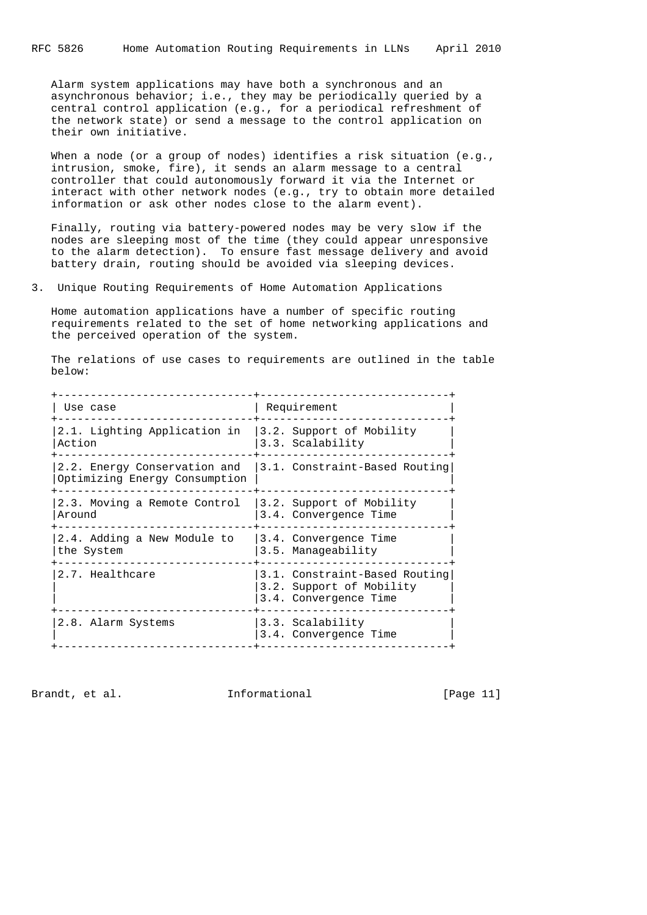Alarm system applications may have both a synchronous and an asynchronous behavior; i.e., they may be periodically queried by a central control application (e.g., for a periodical refreshment of the network state) or send a message to the control application on their own initiative.

When a node (or a group of nodes) identifies a risk situation (e.g., intrusion, smoke, fire), it sends an alarm message to a central controller that could autonomously forward it via the Internet or interact with other network nodes (e.g., try to obtain more detailed information or ask other nodes close to the alarm event).

Finally, routing via battery-powered nodes may be very slow if the nodes are sleeping most of the time (they could appear unresponsive to the alarm detection). To ensure fast message delivery and avoid battery drain, routing should be avoided via sleeping devices.

## 3. Unique Routing Requirements of Home Automation Applications

Home automation applications have a number of specific routing requirements related to the set of home networking applications and the perceived operation of the system.

The relations of use cases to requirements are outlined in the table below:

| Use case | Requirement |
|---|---|
| 2.1. Lighting Application in Action | 3.2. Support of Mobility<br>3.3. Scalability |
| 2.2. Energy Conservation and Optimizing Energy Consumption | 3.1. Constraint-Based Routing |
| 2.3. Moving a Remote Control Around | 3.2. Support of Mobility<br>3.4. Convergence Time |
| 2.4. Adding a New Module to the System | 3.4. Convergence Time<br>3.5. Manageability |
| 2.7. Healthcare | 3.1. Constraint-Based Routing<br>3.2. Support of Mobility<br>3.4. Convergence Time |
| 2.8. Alarm Systems | 3.3. Scalability<br>3.4. Convergence Time |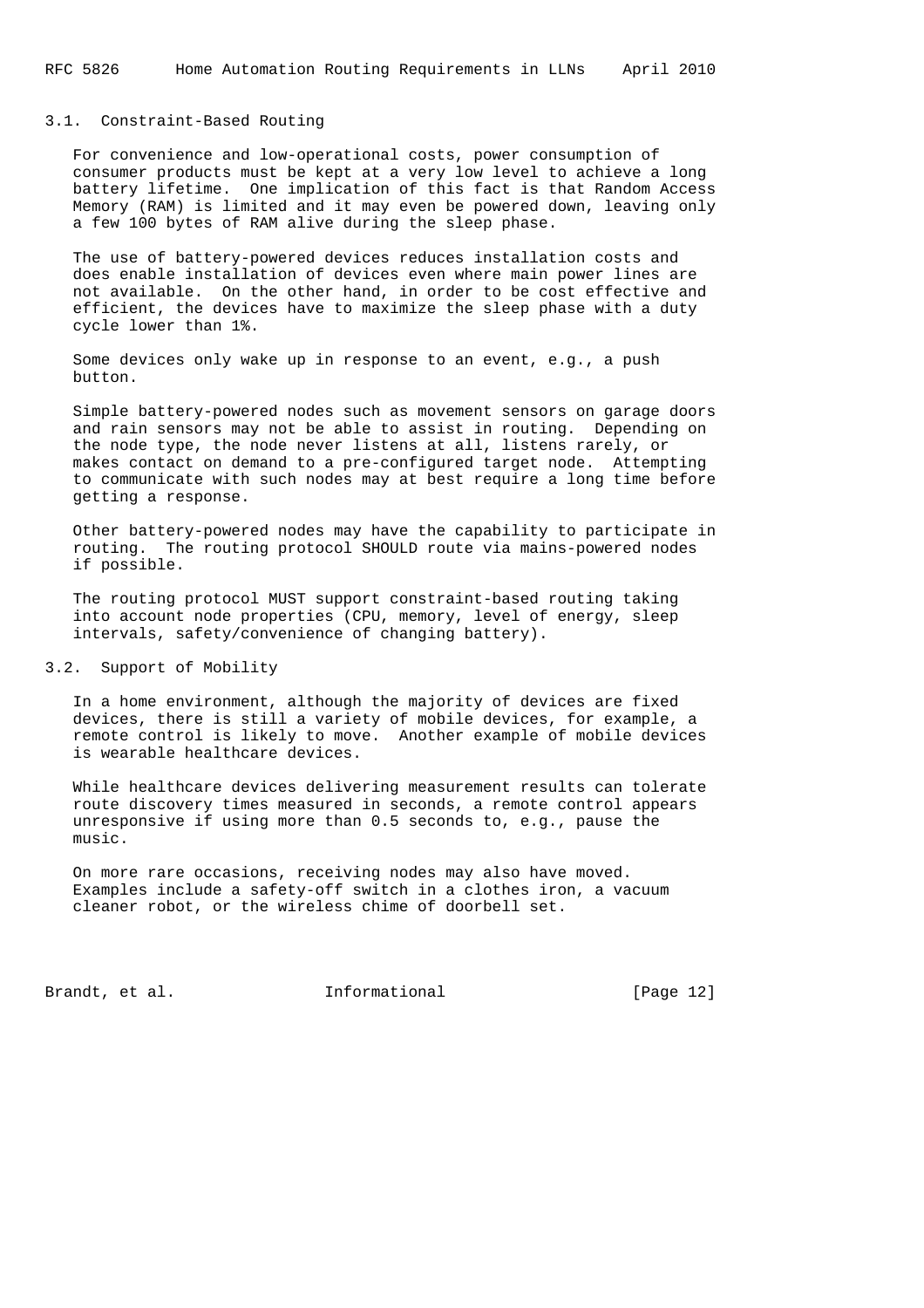### 3.1. Constraint-Based Routing

For convenience and low-operational costs, power consumption of consumer products must be kept at a very low level to achieve a long battery lifetime. One implication of this fact is that Random Access Memory (RAM) is limited and it may even be powered down, leaving only a few 100 bytes of RAM alive during the sleep phase.

The use of battery-powered devices reduces installation costs and does enable installation of devices even where main power lines are not available. On the other hand, in order to be cost effective and efficient, the devices have to maximize the sleep phase with a duty cycle lower than 1%.

Some devices only wake up in response to an event, e.g., a push button.

Simple battery-powered nodes such as movement sensors on garage doors and rain sensors may not be able to assist in routing. Depending on the node type, the node never listens at all, listens rarely, or makes contact on demand to a pre-configured target node. Attempting to communicate with such nodes may at best require a long time before getting a response.

Other battery-powered nodes may have the capability to participate in routing. The routing protocol SHOULD route via mains-powered nodes if possible.

The routing protocol MUST support constraint-based routing taking into account node properties (CPU, memory, level of energy, sleep intervals, safety/convenience of changing battery).

### 3.2. Support of Mobility

In a home environment, although the majority of devices are fixed devices, there is still a variety of mobile devices, for example, a remote control is likely to move. Another example of mobile devices is wearable healthcare devices.

While healthcare devices delivering measurement results can tolerate route discovery times measured in seconds, a remote control appears unresponsive if using more than 0.5 seconds to, e.g., pause the music.

On more rare occasions, receiving nodes may also have moved. Examples include a safety-off switch in a clothes iron, a vacuum cleaner robot, or the wireless chime of doorbell set.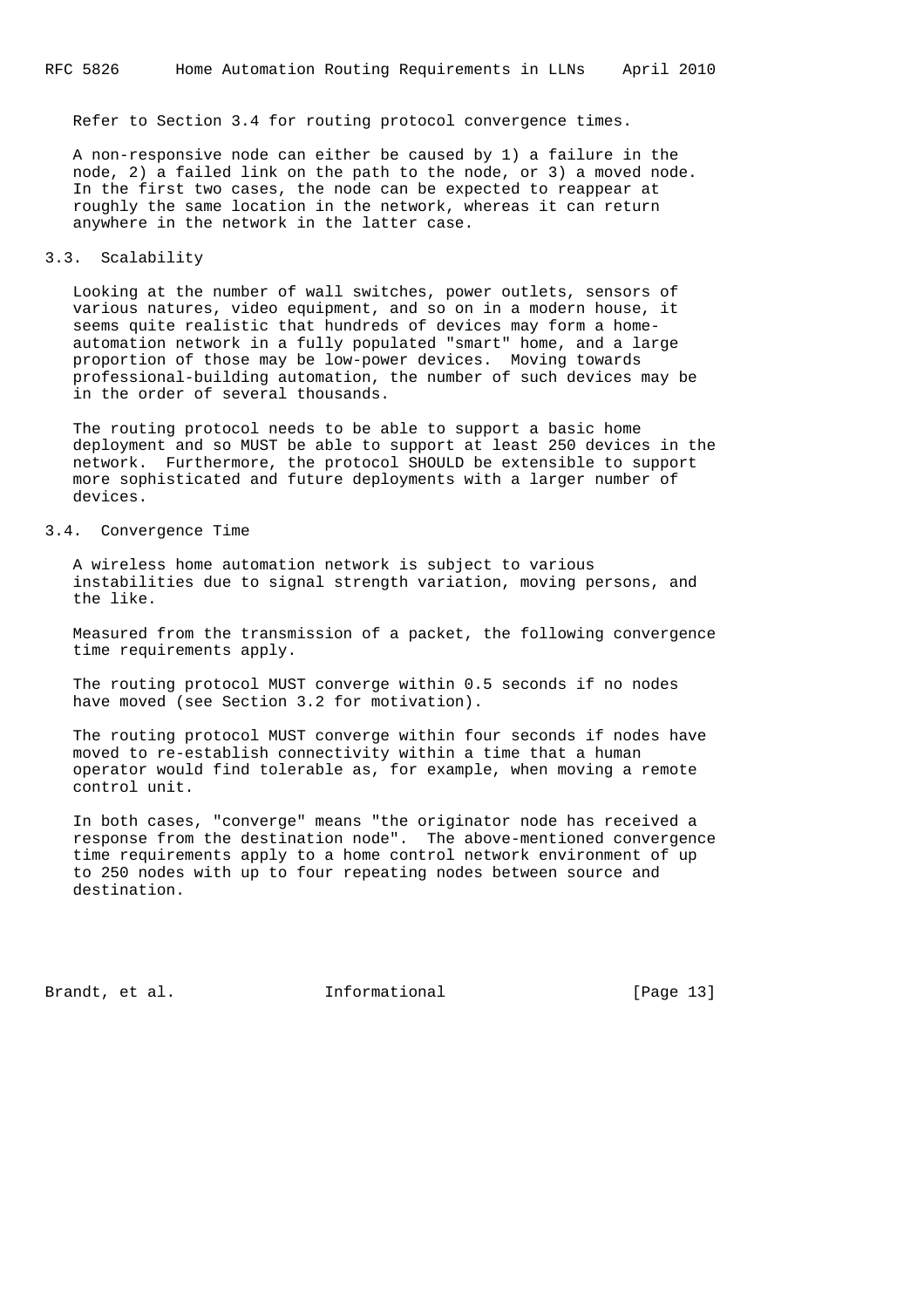Refer to Section 3.4 for routing protocol convergence times.

A non-responsive node can either be caused by 1) a failure in the node, 2) a failed link on the path to the node, or 3) a moved node. In the first two cases, the node can be expected to reappear at roughly the same location in the network, whereas it can return anywhere in the network in the latter case.

## 3.3. Scalability

Looking at the number of wall switches, power outlets, sensors of various natures, video equipment, and so on in a modern house, it seems quite realistic that hundreds of devices may form a home-automation network in a fully populated "smart" home, and a large proportion of those may be low-power devices. Moving towards professional-building automation, the number of such devices may be in the order of several thousands.

The routing protocol needs to be able to support a basic home deployment and so MUST be able to support at least 250 devices in the network. Furthermore, the protocol SHOULD be extensible to support more sophisticated and future deployments with a larger number of devices.

## 3.4. Convergence Time

A wireless home automation network is subject to various instabilities due to signal strength variation, moving persons, and the like.

Measured from the transmission of a packet, the following convergence time requirements apply.

The routing protocol MUST converge within 0.5 seconds if no nodes have moved (see Section 3.2 for motivation).

The routing protocol MUST converge within four seconds if nodes have moved to re-establish connectivity within a time that a human operator would find tolerable as, for example, when moving a remote control unit.

In both cases, "converge" means "the originator node has received a response from the destination node". The above-mentioned convergence time requirements apply to a home control network environment of up to 250 nodes with up to four repeating nodes between source and destination.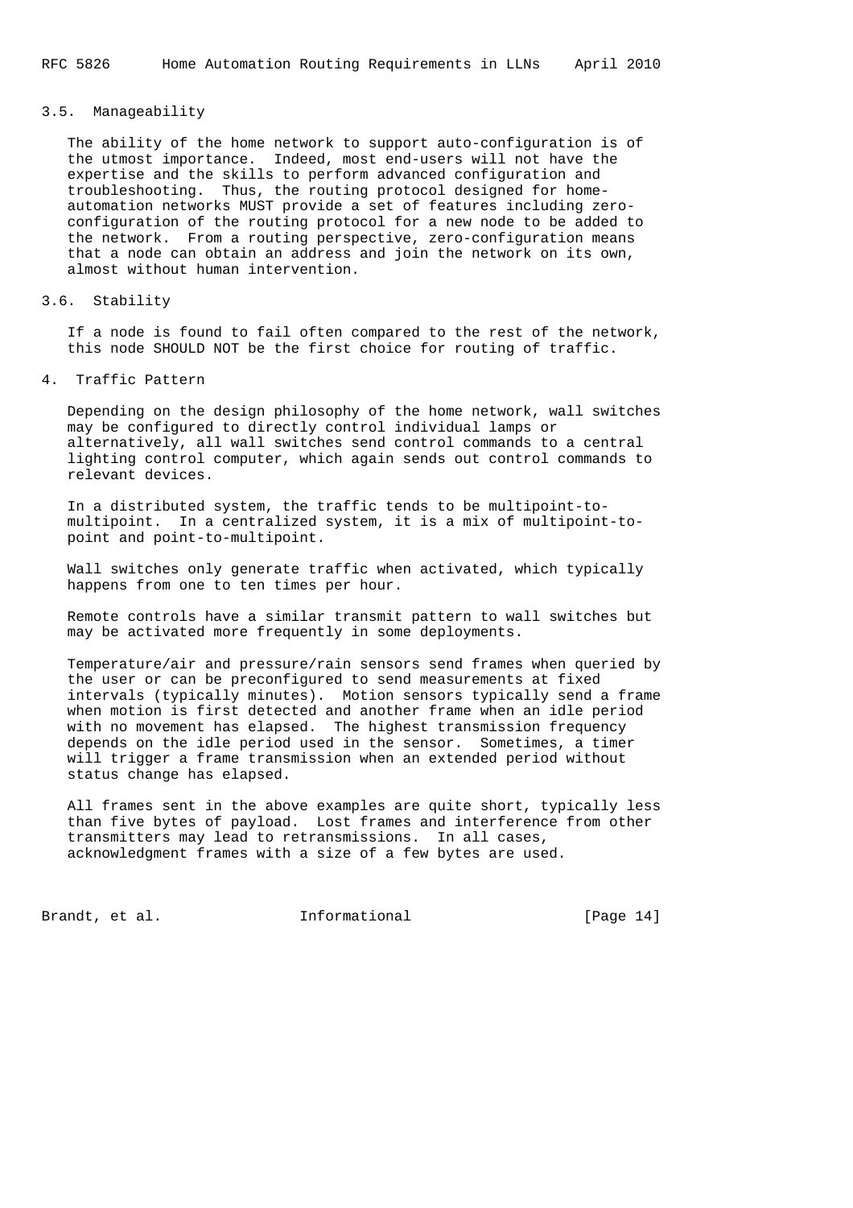### 3.5. Manageability

The ability of the home network to support auto-configuration is of the utmost importance. Indeed, most end-users will not have the expertise and the skills to perform advanced configuration and troubleshooting. Thus, the routing protocol designed for home-automation networks MUST provide a set of features including zero-configuration of the routing protocol for a new node to be added to the network. From a routing perspective, zero-configuration means that a node can obtain an address and join the network on its own, almost without human intervention.

### 3.6. Stability

If a node is found to fail often compared to the rest of the network, this node SHOULD NOT be the first choice for routing of traffic.

## 4. Traffic Pattern

Depending on the design philosophy of the home network, wall switches may be configured to directly control individual lamps or alternatively, all wall switches send control commands to a central lighting control computer, which again sends out control commands to relevant devices.

In a distributed system, the traffic tends to be multipoint-to-multipoint. In a centralized system, it is a mix of multipoint-to-point and point-to-multipoint.

Wall switches only generate traffic when activated, which typically happens from one to ten times per hour.

Remote controls have a similar transmit pattern to wall switches but may be activated more frequently in some deployments.

Temperature/air and pressure/rain sensors send frames when queried by the user or can be preconfigured to send measurements at fixed intervals (typically minutes). Motion sensors typically send a frame when motion is first detected and another frame when an idle period with no movement has elapsed. The highest transmission frequency depends on the idle period used in the sensor. Sometimes, a timer will trigger a frame transmission when an extended period without status change has elapsed.

All frames sent in the above examples are quite short, typically less than five bytes of payload. Lost frames and interference from other transmitters may lead to retransmissions. In all cases, acknowledgment frames with a size of a few bytes are used.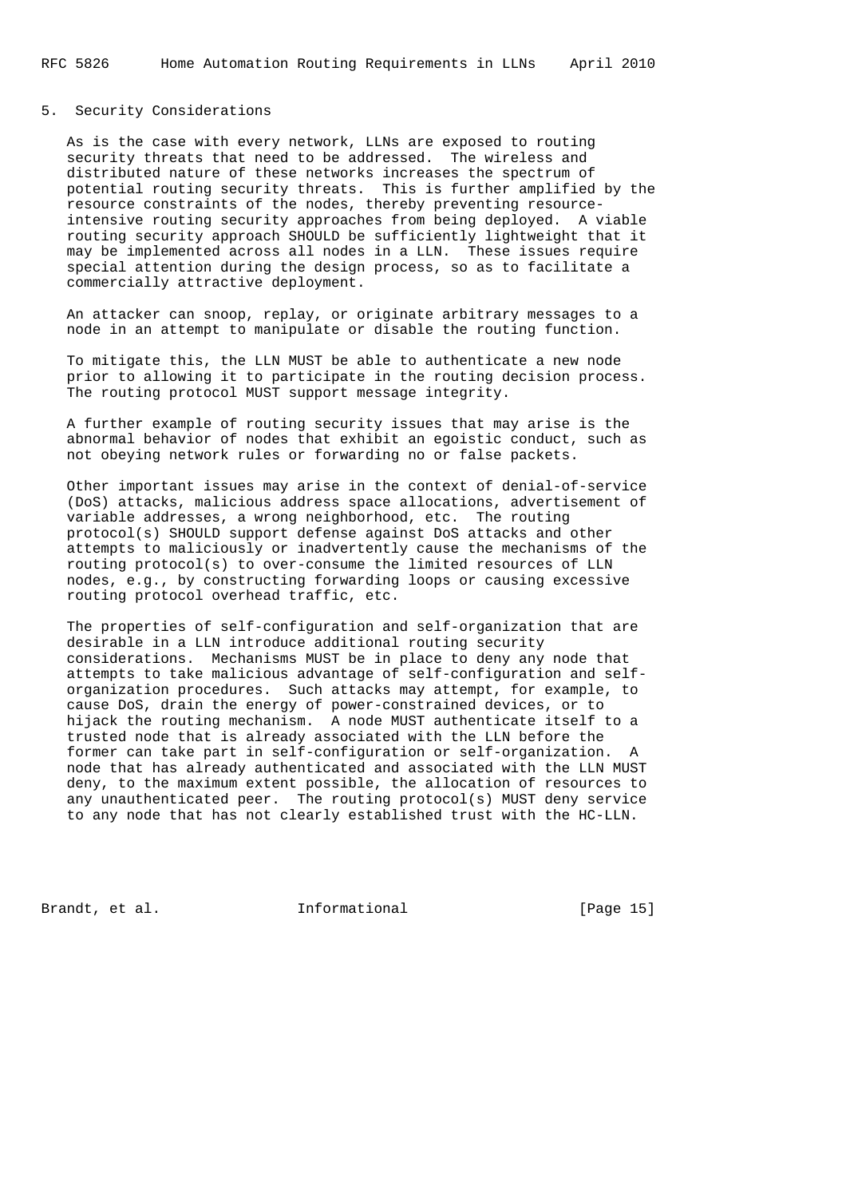## 5. Security Considerations

As is the case with every network, LLNs are exposed to routing security threats that need to be addressed. The wireless and distributed nature of these networks increases the spectrum of potential routing security threats. This is further amplified by the resource constraints of the nodes, thereby preventing resource-intensive routing security approaches from being deployed. A viable routing security approach SHOULD be sufficiently lightweight that it may be implemented across all nodes in a LLN. These issues require special attention during the design process, so as to facilitate a commercially attractive deployment.

An attacker can snoop, replay, or originate arbitrary messages to a node in an attempt to manipulate or disable the routing function.

To mitigate this, the LLN MUST be able to authenticate a new node prior to allowing it to participate in the routing decision process. The routing protocol MUST support message integrity.

A further example of routing security issues that may arise is the abnormal behavior of nodes that exhibit an egoistic conduct, such as not obeying network rules or forwarding no or false packets.

Other important issues may arise in the context of denial-of-service (DoS) attacks, malicious address space allocations, advertisement of variable addresses, a wrong neighborhood, etc. The routing protocol(s) SHOULD support defense against DoS attacks and other attempts to maliciously or inadvertently cause the mechanisms of the routing protocol(s) to over-consume the limited resources of LLN nodes, e.g., by constructing forwarding loops or causing excessive routing protocol overhead traffic, etc.

The properties of self-configuration and self-organization that are desirable in a LLN introduce additional routing security considerations. Mechanisms MUST be in place to deny any node that attempts to take malicious advantage of self-configuration and self-organization procedures. Such attacks may attempt, for example, to cause DoS, drain the energy of power-constrained devices, or to hijack the routing mechanism. A node MUST authenticate itself to a trusted node that is already associated with the LLN before the former can take part in self-configuration or self-organization. A node that has already authenticated and associated with the LLN MUST deny, to the maximum extent possible, the allocation of resources to any unauthenticated peer. The routing protocol(s) MUST deny service to any node that has not clearly established trust with the HC-LLN.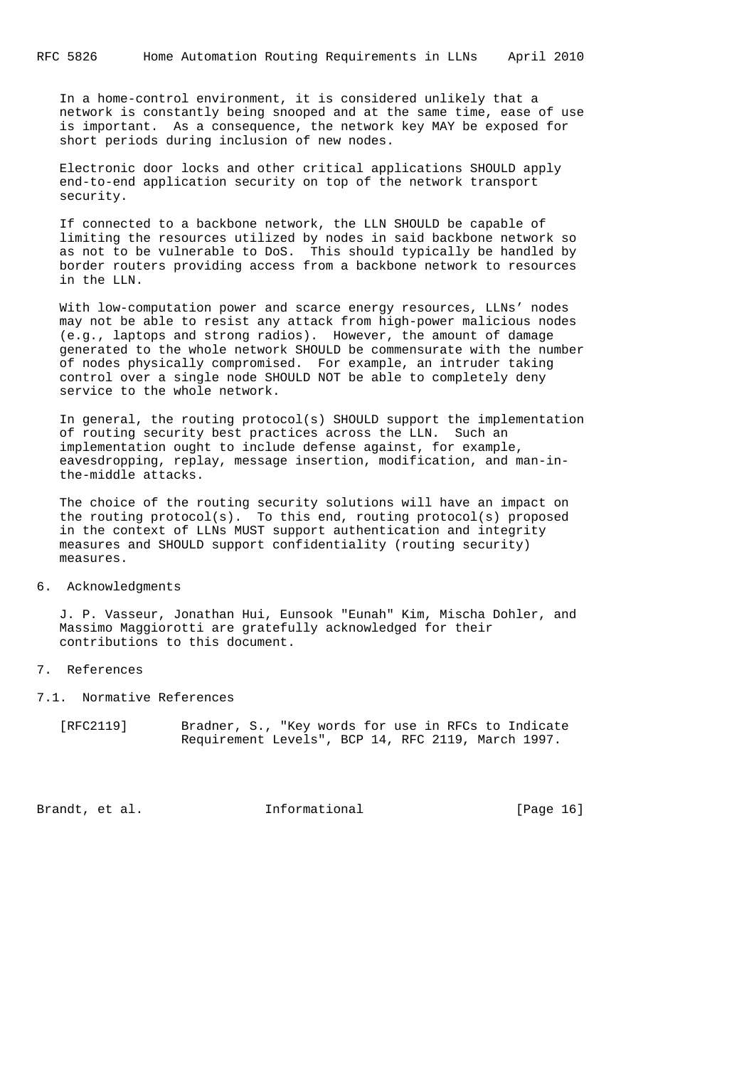In a home-control environment, it is considered unlikely that a network is constantly being snooped and at the same time, ease of use is important. As a consequence, the network key MAY be exposed for short periods during inclusion of new nodes.

Electronic door locks and other critical applications SHOULD apply end-to-end application security on top of the network transport security.

If connected to a backbone network, the LLN SHOULD be capable of limiting the resources utilized by nodes in said backbone network so as not to be vulnerable to DoS. This should typically be handled by border routers providing access from a backbone network to resources in the LLN.

With low-computation power and scarce energy resources, LLNs' nodes may not be able to resist any attack from high-power malicious nodes (e.g., laptops and strong radios). However, the amount of damage generated to the whole network SHOULD be commensurate with the number of nodes physically compromised. For example, an intruder taking control over a single node SHOULD NOT be able to completely deny service to the whole network.

In general, the routing protocol(s) SHOULD support the implementation of routing security best practices across the LLN. Such an implementation ought to include defense against, for example, eavesdropping, replay, message insertion, modification, and man-in-the-middle attacks.

The choice of the routing security solutions will have an impact on the routing protocol(s). To this end, routing protocol(s) proposed in the context of LLNs MUST support authentication and integrity measures and SHOULD support confidentiality (routing security) measures.

## 6. Acknowledgments

J. P. Vasseur, Jonathan Hui, Eunsook "Eunah" Kim, Mischa Dohler, and Massimo Maggiorotti are gratefully acknowledged for their contributions to this document.

## 7. References

### 7.1. Normative References

[RFC2119] Bradner, S., "Key words for use in RFCs to Indicate Requirement Levels", BCP 14, RFC 2119, March 1997.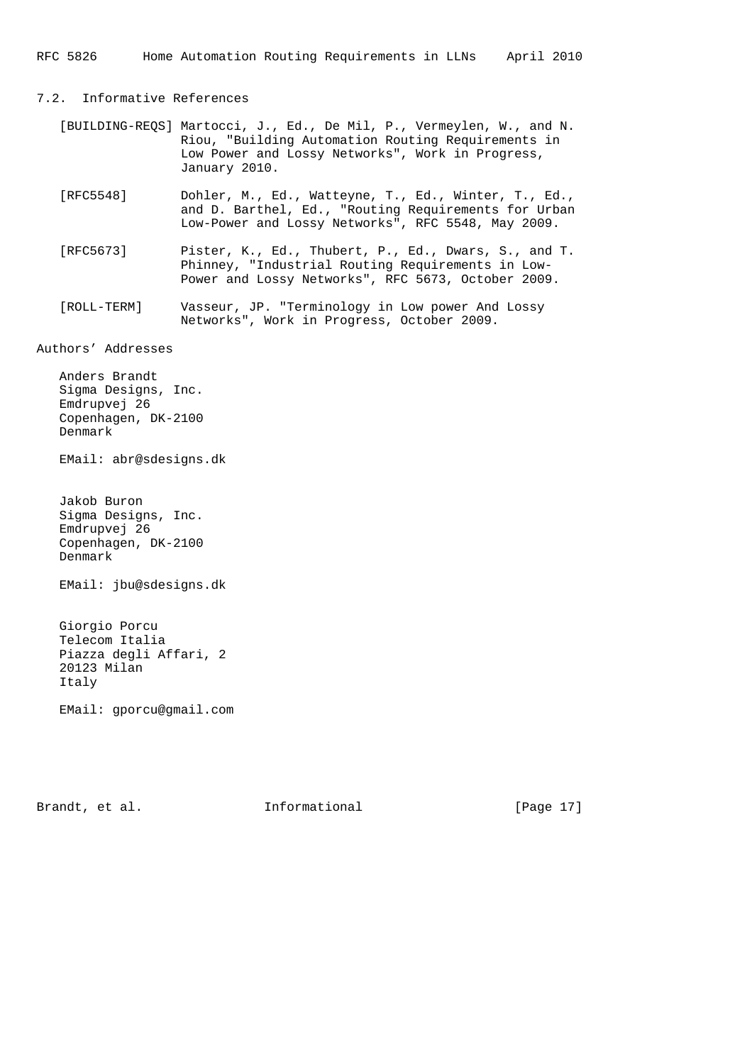### 7.2. Informative References

[BUILDING-REQS] Martocci, J., Ed., De Mil, P., Vermeylen, W., and N. Riou, "Building Automation Routing Requirements in Low Power and Lossy Networks", Work in Progress, January 2010.

[RFC5548] Dohler, M., Ed., Watteyne, T., Ed., Winter, T., Ed., and D. Barthel, Ed., "Routing Requirements for Urban Low-Power and Lossy Networks", RFC 5548, May 2009.

[RFC5673] Pister, K., Ed., Thubert, P., Ed., Dwars, S., and T. Phinney, "Industrial Routing Requirements in Low-Power and Lossy Networks", RFC 5673, October 2009.

[ROLL-TERM] Vasseur, JP. "Terminology in Low power And Lossy Networks", Work in Progress, October 2009.

## Authors' Addresses

Anders Brandt
Sigma Designs, Inc.
Emdrupvej 26
Copenhagen, DK-2100
Denmark

EMail: abr@sdesigns.dk

Jakob Buron
Sigma Designs, Inc.
Emdrupvej 26
Copenhagen, DK-2100
Denmark

EMail: jbu@sdesigns.dk

Giorgio Porcu
Telecom Italia
Piazza degli Affari, 2
20123 Milan
Italy

EMail: gporcu@gmail.com